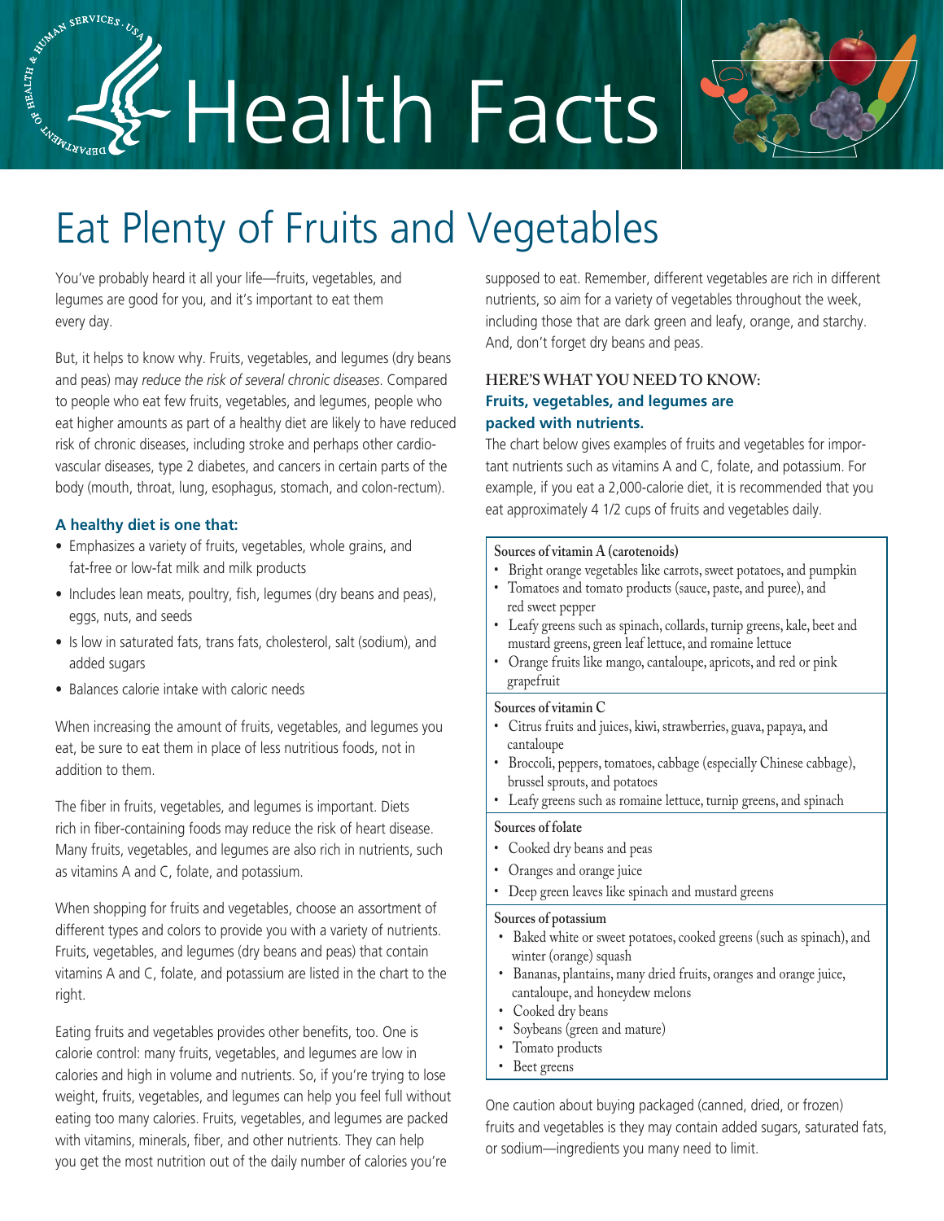# Health Facts

# Eat Plenty of Fruits and Vegetables

You've probably heard it all your life—fruits, vegetables, and legumes are good for you, and it's important to eat them every day.

But, it helps to know why. Fruits, vegetables, and legumes (dry beans and peas) may *reduce the risk of several chronic diseases*. Compared to people who eat few fruits, vegetables, and legumes, people who eat higher amounts as part of a healthy diet are likely to have reduced risk of chronic diseases, including stroke and perhaps other cardiovascular diseases, type 2 diabetes, and cancers in certain parts of the body (mouth, throat, lung, esophagus, stomach, and colon-rectum).

### A healthy diet is one that:

- Emphasizes a variety of fruits, vegetables, whole grains, and fat-free or low-fat milk and milk products
- Includes lean meats, poultry, fish, legumes (dry beans and peas), eggs, nuts, and seeds
- Is low in saturated fats, trans fats, cholesterol, salt (sodium), and added sugars
- Balances calorie intake with caloric needs

When increasing the amount of fruits, vegetables, and legumes you eat, be sure to eat them in place of less nutritious foods, not in addition to them.

The fiber in fruits, vegetables, and legumes is important. Diets rich in fiber-containing foods may reduce the risk of heart disease. Many fruits, vegetables, and legumes are also rich in nutrients, such as vitamins A and C, folate, and potassium.

When shopping for fruits and vegetables, choose an assortment of different types and colors to provide you with a variety of nutrients. Fruits, vegetables, and legumes (dry beans and peas) that contain vitamins A and C, folate, and potassium are listed in the chart to the right.

Eating fruits and vegetables provides other benefits, too. One is calorie control: many fruits, vegetables, and legumes are low in calories and high in volume and nutrients. So, if you're trying to lose weight, fruits, vegetables, and legumes can help you feel full without eating too many calories. Fruits, vegetables, and legumes are packed with vitamins, minerals, fiber, and other nutrients. They can help you get the most nutrition out of the daily number of calories you're supposed to eat. Remember, different vegetables are rich in different nutrients, so aim for a variety of vegetables throughout the week, including those that are dark green and leafy, orange, and starchy. And, don't forget dry beans and peas.

### HERE'S WHAT YOU NEED TO KNOW:
### Fruits, vegetables, and legumes are packed with nutrients.

The chart below gives examples of fruits and vegetables for important nutrients such as vitamins A and C, folate, and potassium. For example, if you eat a 2,000-calorie diet, it is recommended that you eat approximately 4 1/2 cups of fruits and vegetables daily.

**Sources of vitamin A (carotenoids)**

- Bright orange vegetables like carrots, sweet potatoes, and pumpkin
- Tomatoes and tomato products (sauce, paste, and puree), and red sweet pepper
- Leafy greens such as spinach, collards, turnip greens, kale, beet and mustard greens, green leaf lettuce, and romaine lettuce
- Orange fruits like mango, cantaloupe, apricots, and red or pink grapefruit

**Sources of vitamin C**

- Citrus fruits and juices, kiwi, strawberries, guava, papaya, and cantaloupe
- Broccoli, peppers, tomatoes, cabbage (especially Chinese cabbage), brussel sprouts, and potatoes
- Leafy greens such as romaine lettuce, turnip greens, and spinach

**Sources of folate**

- Cooked dry beans and peas
- Oranges and orange juice
- Deep green leaves like spinach and mustard greens

**Sources of potassium**

- Baked white or sweet potatoes, cooked greens (such as spinach), and winter (orange) squash
- Bananas, plantains, many dried fruits, oranges and orange juice, cantaloupe, and honeydew melons
- Cooked dry beans
- Soybeans (green and mature)
- Tomato products
- Beet greens

One caution about buying packaged (canned, dried, or frozen) fruits and vegetables is they may contain added sugars, saturated fats, or sodium—ingredients you many need to limit.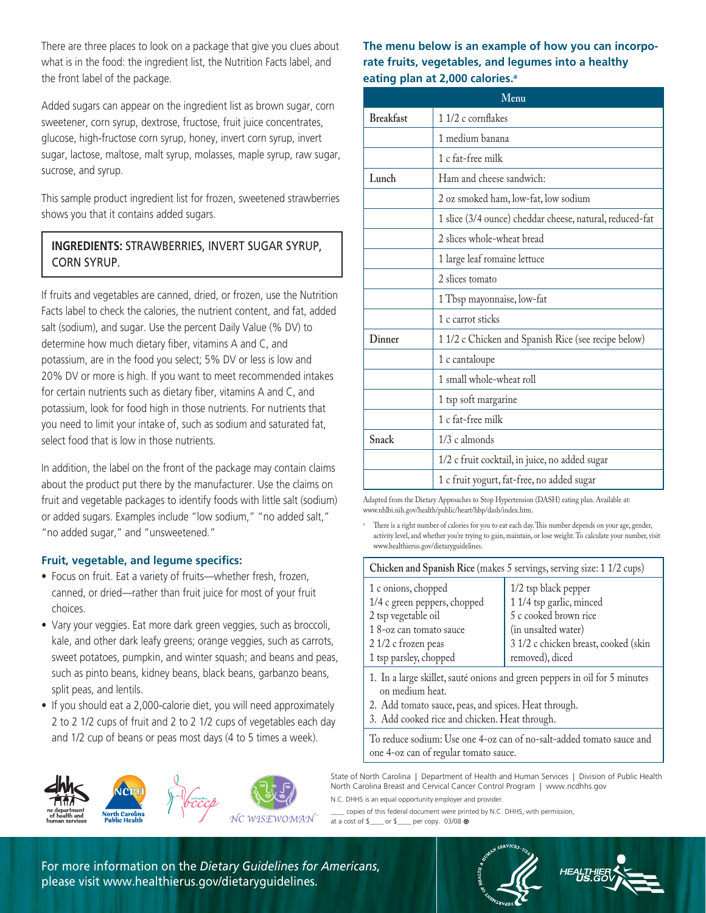There are three places to look on a package that give you clues about what is in the food: the ingredient list, the Nutrition Facts label, and the front label of the package.

Added sugars can appear on the ingredient list as brown sugar, corn sweetener, corn syrup, dextrose, fructose, fruit juice concentrates, glucose, high-fructose corn syrup, honey, invert corn syrup, invert sugar, lactose, maltose, malt syrup, molasses, maple syrup, raw sugar, sucrose, and syrup.

This sample product ingredient list for frozen, sweetened strawberries shows you that it contains added sugars.

**INGREDIENTS:** STRAWBERRIES, INVERT SUGAR SYRUP, CORN SYRUP.

If fruits and vegetables are canned, dried, or frozen, use the Nutrition Facts label to check the calories, the nutrient content, and fat, added salt (sodium), and sugar. Use the percent Daily Value (% DV) to determine how much dietary fiber, vitamins A and C, and potassium, are in the food you select; 5% DV or less is low and 20% DV or more is high. If you want to meet recommended intakes for certain nutrients such as dietary fiber, vitamins A and C, and potassium, look for food high in those nutrients. For nutrients that you need to limit your intake of, such as sodium and saturated fat, select food that is low in those nutrients.

In addition, the label on the front of the package may contain claims about the product put there by the manufacturer. Use the claims on fruit and vegetable packages to identify foods with little salt (sodium) or added sugars. Examples include "low sodium," "no added salt," "no added sugar," and "unsweetened."

### Fruit, vegetable, and legume specifics:

- Focus on fruit. Eat a variety of fruits—whether fresh, frozen, canned, or dried—rather than fruit juice for most of your fruit choices.
- Vary your veggies. Eat more dark green veggies, such as broccoli, kale, and other dark leafy greens; orange veggies, such as carrots, sweet potatoes, pumpkin, and winter squash; and beans and peas, such as pinto beans, kidney beans, black beans, garbanzo beans, split peas, and lentils.
- If you should eat a 2,000-calorie diet, you will need approximately 2 to 2 1/2 cups of fruit and 2 to 2 1/2 cups of vegetables each day and 1/2 cup of beans or peas most days (4 to 5 times a week).

### The menu below is an example of how you can incorporate fruits, vegetables, and legumes into a healthy eating plan at 2,000 calories.[a]

| Menu | |
|---|---|
| **Breakfast** | 1 1/2 c cornflakes |
| | 1 medium banana |
| | 1 c fat-free milk |
| **Lunch** | Ham and cheese sandwich: |
| | 2 oz smoked ham, low-fat, low sodium |
| | 1 slice (3/4 ounce) cheddar cheese, natural, reduced-fat |
| | 2 slices whole-wheat bread |
| | 1 large leaf romaine lettuce |
| | 2 slices tomato |
| | 1 Tbsp mayonnaise, low-fat |
| | 1 c carrot sticks |
| **Dinner** | 1 1/2 c Chicken and Spanish Rice (see recipe below) |
| | 1 c cantaloupe |
| | 1 small whole-wheat roll |
| | 1 tsp soft margarine |
| | 1 c fat-free milk |
| **Snack** | 1/3 c almonds |
| | 1/2 c fruit cocktail, in juice, no added sugar |
| | 1 c fruit yogurt, fat-free, no added sugar |

Adapted from the Dietary Approaches to Stop Hypertension (DASH) eating plan. Available at: www.nhlbi.nih.gov/health/public/heart/hbp/dash/index.htm.

[a] There is a right number of calories for you to eat each day. This number depends on your age, gender, activity level, and whether you're trying to gain, maintain, or lose weight. To calculate your number, visit www.healthierus.gov/dietaryguidelines.

**Chicken and Spanish Rice** (makes 5 servings, serving size: 1 1/2 cups)

| | |
|---|---|
| 1 c onions, chopped | 1/2 tsp black pepper |
| 1/4 c green peppers, chopped | 1 1/4 tsp garlic, minced |
| 2 tsp vegetable oil | 5 c cooked brown rice (in unsalted water) |
| 1 8-oz can tomato sauce | 3 1/2 c chicken breast, cooked (skin removed), diced |
| 2 1/2 c frozen peas | |
| 1 tsp parsley, chopped | |

1. In a large skillet, sauté onions and green peppers in oil for 5 minutes on medium heat.
2. Add tomato sauce, peas, and spices. Heat through.
3. Add cooked rice and chicken. Heat through.

To reduce sodium: Use one 4-oz can of no-salt-added tomato sauce and one 4-oz can of regular tomato sauce.

State of North Carolina | Department of Health and Human Services | Division of Public Health
North Carolina Breast and Cervical Cancer Control Program | www.ncdhhs.gov

N.C. DHHS is an equal opportunity employer and provider.

____ copies of this federal document were printed by N.C. DHHS, with permission, at a cost of $____ or $____ per copy. 03/08

For more information on the *Dietary Guidelines for Americans*, please visit www.healthierus.gov/dietaryguidelines.